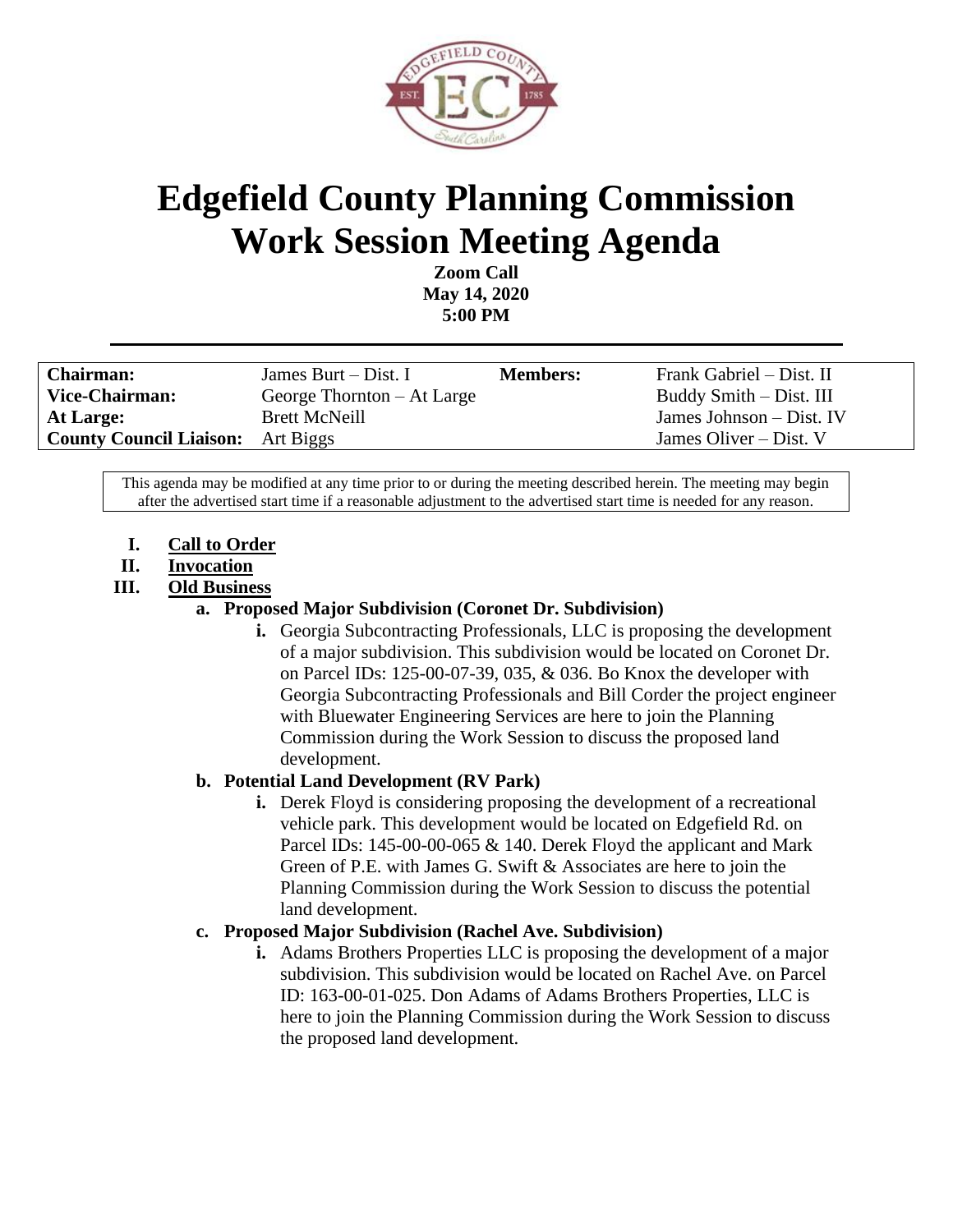# Edgefield County Planning Commission
# Work Session Meeting Agenda

**Zoom Call**
**May 14, 2020**
**5:00 PM**

| | | | |
|---|---|---|---|
| **Chairman:** | James Burt – Dist. I | **Members:** | Frank Gabriel – Dist. II |
| **Vice-Chairman:** | George Thornton – At Large | | Buddy Smith – Dist. III |
| **At Large:** | Brett McNeill | | James Johnson – Dist. IV |
| **County Council Liaison:** | Art Biggs | | James Oliver – Dist. V |

This agenda may be modified at any time prior to or during the meeting described herein. The meeting may begin after the advertised start time if a reasonable adjustment to the advertised start time is needed for any reason.

I. **Call to Order**

II. **Invocation**

III. **Old Business**

   a. **Proposed Major Subdivision (Coronet Dr. Subdivision)**

      i. Georgia Subcontracting Professionals, LLC is proposing the development of a major subdivision. This subdivision would be located on Coronet Dr. on Parcel IDs: 125-00-07-39, 035, & 036. Bo Knox the developer with Georgia Subcontracting Professionals and Bill Corder the project engineer with Bluewater Engineering Services are here to join the Planning Commission during the Work Session to discuss the proposed land development.

   b. **Potential Land Development (RV Park)**

      i. Derek Floyd is considering proposing the development of a recreational vehicle park. This development would be located on Edgefield Rd. on Parcel IDs: 145-00-00-065 & 140. Derek Floyd the applicant and Mark Green of P.E. with James G. Swift & Associates are here to join the Planning Commission during the Work Session to discuss the potential land development.

   c. **Proposed Major Subdivision (Rachel Ave. Subdivision)**

      i. Adams Brothers Properties LLC is proposing the development of a major subdivision. This subdivision would be located on Rachel Ave. on Parcel ID: 163-00-01-025. Don Adams of Adams Brothers Properties, LLC is here to join the Planning Commission during the Work Session to discuss the proposed land development.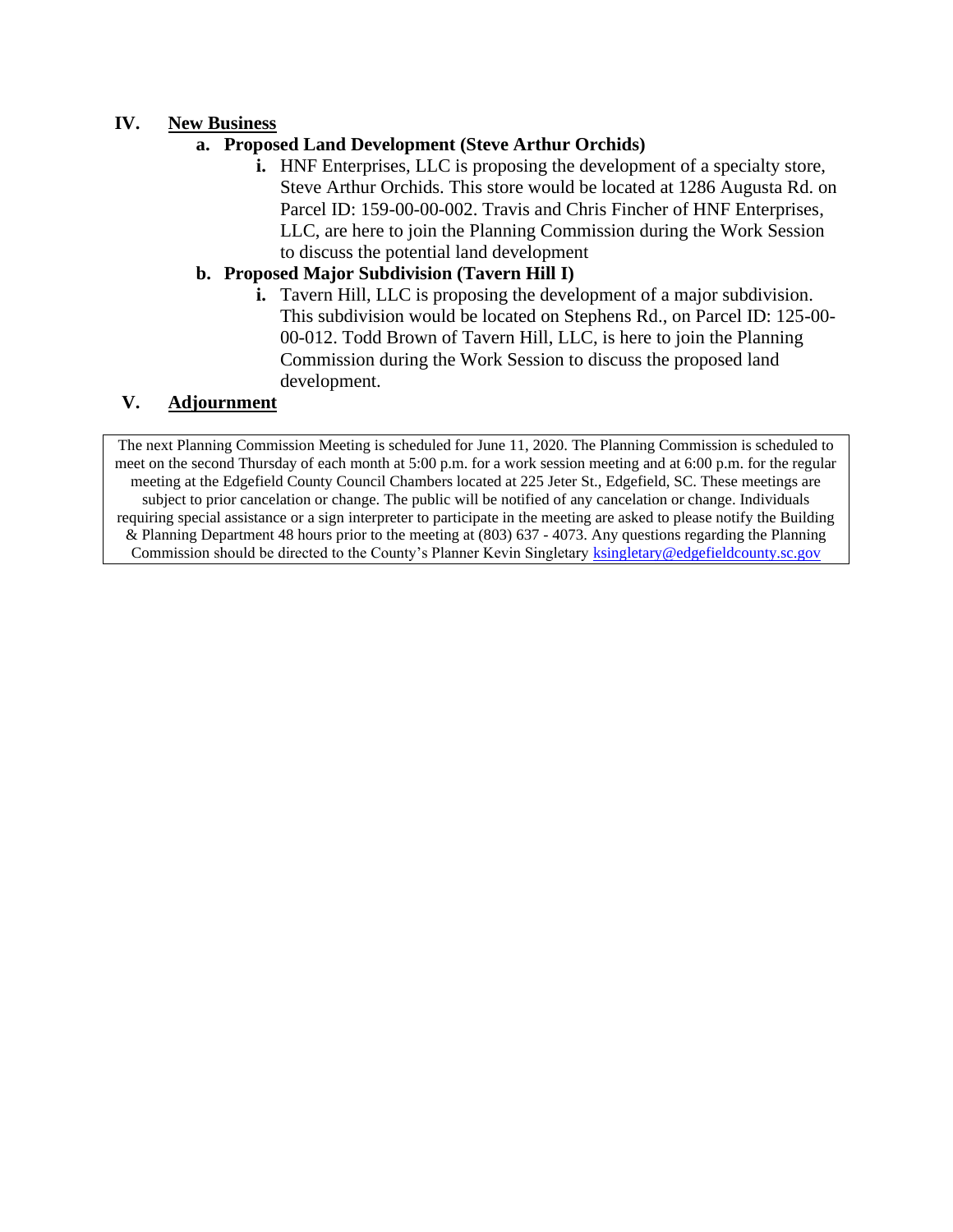## IV. New Business

### a. Proposed Land Development (Steve Arthur Orchids)

- **i.** HNF Enterprises, LLC is proposing the development of a specialty store, Steve Arthur Orchids. This store would be located at 1286 Augusta Rd. on Parcel ID: 159-00-00-002. Travis and Chris Fincher of HNF Enterprises, LLC, are here to join the Planning Commission during the Work Session to discuss the potential land development

### b. Proposed Major Subdivision (Tavern Hill I)

- **i.** Tavern Hill, LLC is proposing the development of a major subdivision. This subdivision would be located on Stephens Rd., on Parcel ID: 125-00-00-012. Todd Brown of Tavern Hill, LLC, is here to join the Planning Commission during the Work Session to discuss the proposed land development.

## V. Adjournment

The next Planning Commission Meeting is scheduled for June 11, 2020. The Planning Commission is scheduled to meet on the second Thursday of each month at 5:00 p.m. for a work session meeting and at 6:00 p.m. for the regular meeting at the Edgefield County Council Chambers located at 225 Jeter St., Edgefield, SC. These meetings are subject to prior cancelation or change. The public will be notified of any cancelation or change. Individuals requiring special assistance or a sign interpreter to participate in the meeting are asked to please notify the Building & Planning Department 48 hours prior to the meeting at (803) 637 - 4073. Any questions regarding the Planning Commission should be directed to the County's Planner Kevin Singletary ksingletary@edgefieldcounty.sc.gov